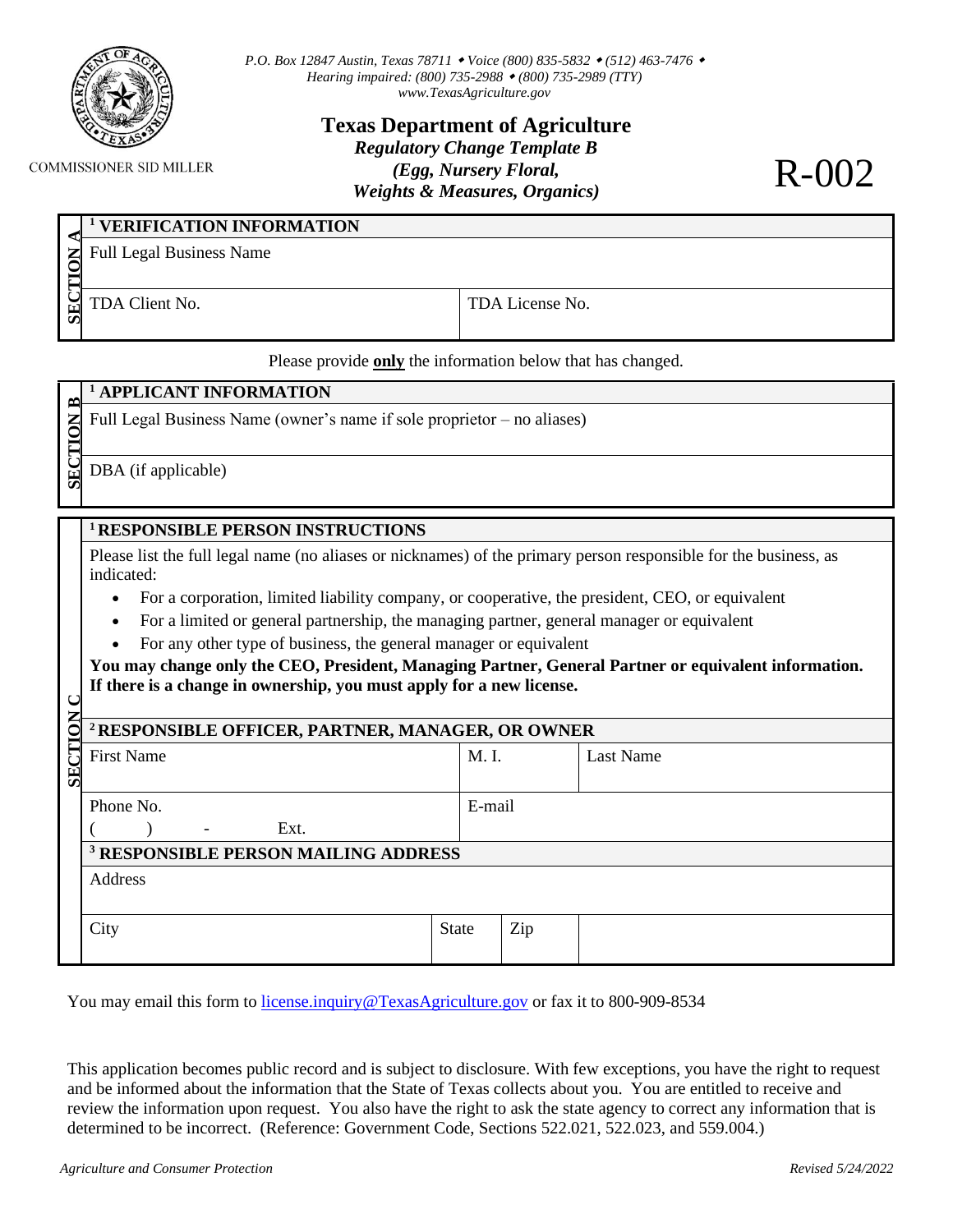P.O. Box 12847 Austin, Texas 78711 • Voice (800) 835-5832 • (512) 463-7476 •
Hearing impaired: (800) 735-2988 • (800) 735-2989 (TTY)
www.TexasAgriculture.gov

COMMISSIONER SID MILLER

# Texas Department of Agriculture

***Regulatory Change Template B***
***(Egg, Nursery Floral,***
***Weights & Measures, Organics)***

# R-002

## SECTION A

| [1] VERIFICATION INFORMATION | |
|---|---|
| Full Legal Business Name | |
| TDA Client No. | TDA License No. |

Please provide **only** the information below that has changed.

## SECTION B

| [1] APPLICANT INFORMATION |
|---|
| Full Legal Business Name (owner's name if sole proprietor – no aliases) |
| DBA (if applicable) |

## SECTION C

**[1] RESPONSIBLE PERSON INSTRUCTIONS**

Please list the full legal name (no aliases or nicknames) of the primary person responsible for the business, as indicated:

- For a corporation, limited liability company, or cooperative, the president, CEO, or equivalent
- For a limited or general partnership, the managing partner, general manager or equivalent
- For any other type of business, the general manager or equivalent

**You may change only the CEO, President, Managing Partner, General Partner or equivalent information. If there is a change in ownership, you must apply for a new license.**

| [2] RESPONSIBLE OFFICER, PARTNER, MANAGER, OR OWNER | | | |
|---|---|---|---|
| First Name | M. I. | | Last Name |
| Phone No. ( ) - Ext. | E-mail | | |
| **[3] RESPONSIBLE PERSON MAILING ADDRESS** | | | |
| Address | | | |
| City | State | Zip | |

You may email this form to license.inquiry@TexasAgriculture.gov or fax it to 800-909-8534

This application becomes public record and is subject to disclosure. With few exceptions, you have the right to request and be informed about the information that the State of Texas collects about you. You are entitled to receive and review the information upon request. You also have the right to ask the state agency to correct any information that is determined to be incorrect. (Reference: Government Code, Sections 522.021, 522.023, and 559.004.)

*Agriculture and Consumer Protection* *Revised 5/24/2022*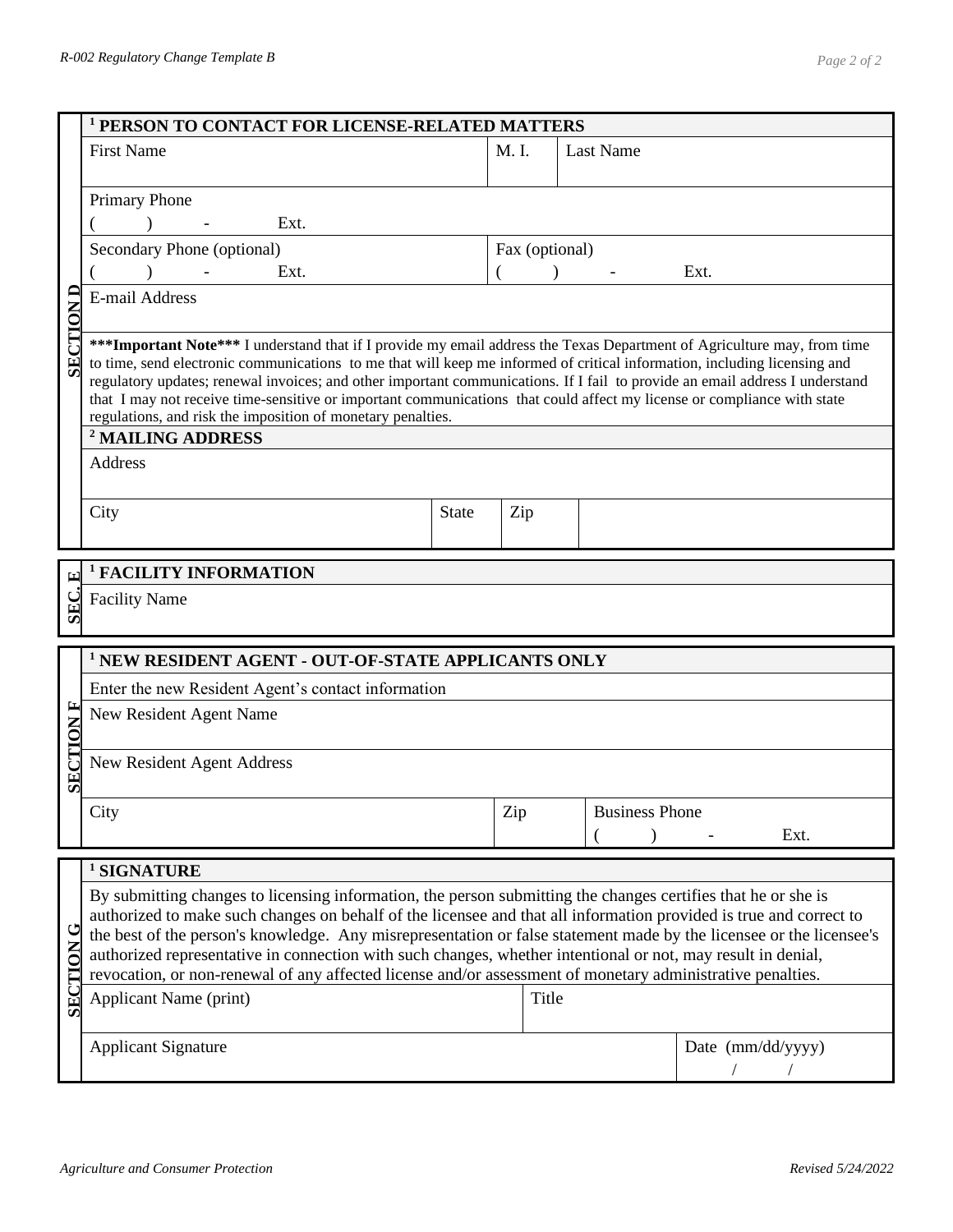## SECTION D

### [1] PERSON TO CONTACT FOR LICENSE-RELATED MATTERS

| First Name | M. I. | Last Name |
|---|---|---|
| | | |

| Primary Phone |
|---|
| (    )    -    Ext. |

| Secondary Phone (optional) | Fax (optional) |
|---|---|
| (    )    -    Ext. | (    )    -    Ext. |

| E-mail Address |
|---|
| |

*****Important Note***** I understand that if I provide my email address the Texas Department of Agriculture may, from time to time, send electronic communications to me that will keep me informed of critical information, including licensing and regulatory updates; renewal invoices; and other important communications. If I fail to provide an email address I understand that I may not receive time-sensitive or important communications that could affect my license or compliance with state regulations, and risk the imposition of monetary penalties.

### [2] MAILING ADDRESS

| Address |
|---|
| |

| City | State | Zip | |
|---|---|---|---|
| | | | |

## SEC. E

### [1] FACILITY INFORMATION

| Facility Name |
|---|
| |

## SECTION F

### [1] NEW RESIDENT AGENT - OUT-OF-STATE APPLICANTS ONLY

Enter the new Resident Agent's contact information

| New Resident Agent Name |
|---|
| |

| New Resident Agent Address |
|---|
| |

| City | Zip | Business Phone |
|---|---|---|
| | | (    )    -    Ext. |

## SECTION G

### [1] SIGNATURE

By submitting changes to licensing information, the person submitting the changes certifies that he or she is authorized to make such changes on behalf of the licensee and that all information provided is true and correct to the best of the person's knowledge. Any misrepresentation or false statement made by the licensee or the licensee's authorized representative in connection with such changes, whether intentional or not, may result in denial, revocation, or non-renewal of any affected license and/or assessment of monetary administrative penalties.

| Applicant Name (print) | Title |
|---|---|
| | |

| Applicant Signature | Date (mm/dd/yyyy) |
|---|---|
| | /    / |